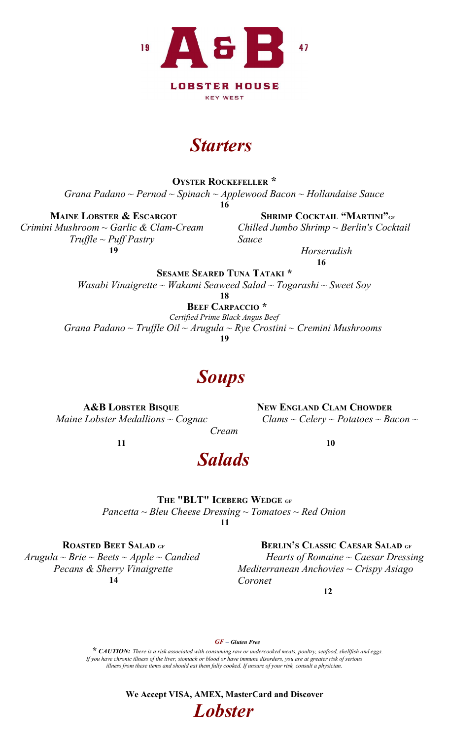19 **A&B** 47

**LOBSTER HOUSE**

KEY WEST

# *Starters*

**OYSTER ROCKEFELLER \***
*Grana Padano ~ Pernod ~ Spinach ~ Applewood Bacon ~ Hollandaise Sauce*
**16**

**MAINE LOBSTER & ESCARGOT**
*Crimini Mushroom ~ Garlic & Clam-Cream Truffle ~ Puff Pastry*
**19**

**SHRIMP COCKTAIL "MARTINI"** GF
*Chilled Jumbo Shrimp ~ Berlin's Cocktail Sauce Horseradish*
**16**

**SESAME SEARED TUNA TATAKI \***
*Wasabi Vinaigrette ~ Wakami Seaweed Salad ~ Togarashi ~ Sweet Soy*
**18**

**BEEF CARPACCIO \***
*Certified Prime Black Angus Beef*
*Grana Padano ~ Truffle Oil ~ Arugula ~ Rye Crostini ~ Cremini Mushrooms*
**19**

# *Soups*

**A&B LOBSTER BISQUE**
*Maine Lobster Medallions ~ Cognac Cream*
**11**

**NEW ENGLAND CLAM CHOWDER**
*Clams ~ Celery ~ Potatoes ~ Bacon ~*
**10**

# *Salads*

**THE "BLT" ICEBERG WEDGE** GF
*Pancetta ~ Bleu Cheese Dressing ~ Tomatoes ~ Red Onion*
**11**

**ROASTED BEET SALAD** GF
*Arugula ~ Brie ~ Beets ~ Apple ~ Candied Pecans & Sherry Vinaigrette*
**14**

**BERLIN'S CLASSIC CAESAR SALAD** GF
*Hearts of Romaine ~ Caesar Dressing Mediterranean Anchovies ~ Crispy Asiago Coronet*
**12**

***GF – Gluten Free***

***\* CAUTION:*** *There is a risk associated with consuming raw or undercooked meats, poultry, seafood, shellfish and eggs. If you have chronic illness of the liver, stomach or blood or have immune disorders, you are at greater risk of serious illness from these items and should eat them fully cooked. If unsure of your risk, consult a physician.*

**We Accept VISA, AMEX, MasterCard and Discover**

# *Lobster*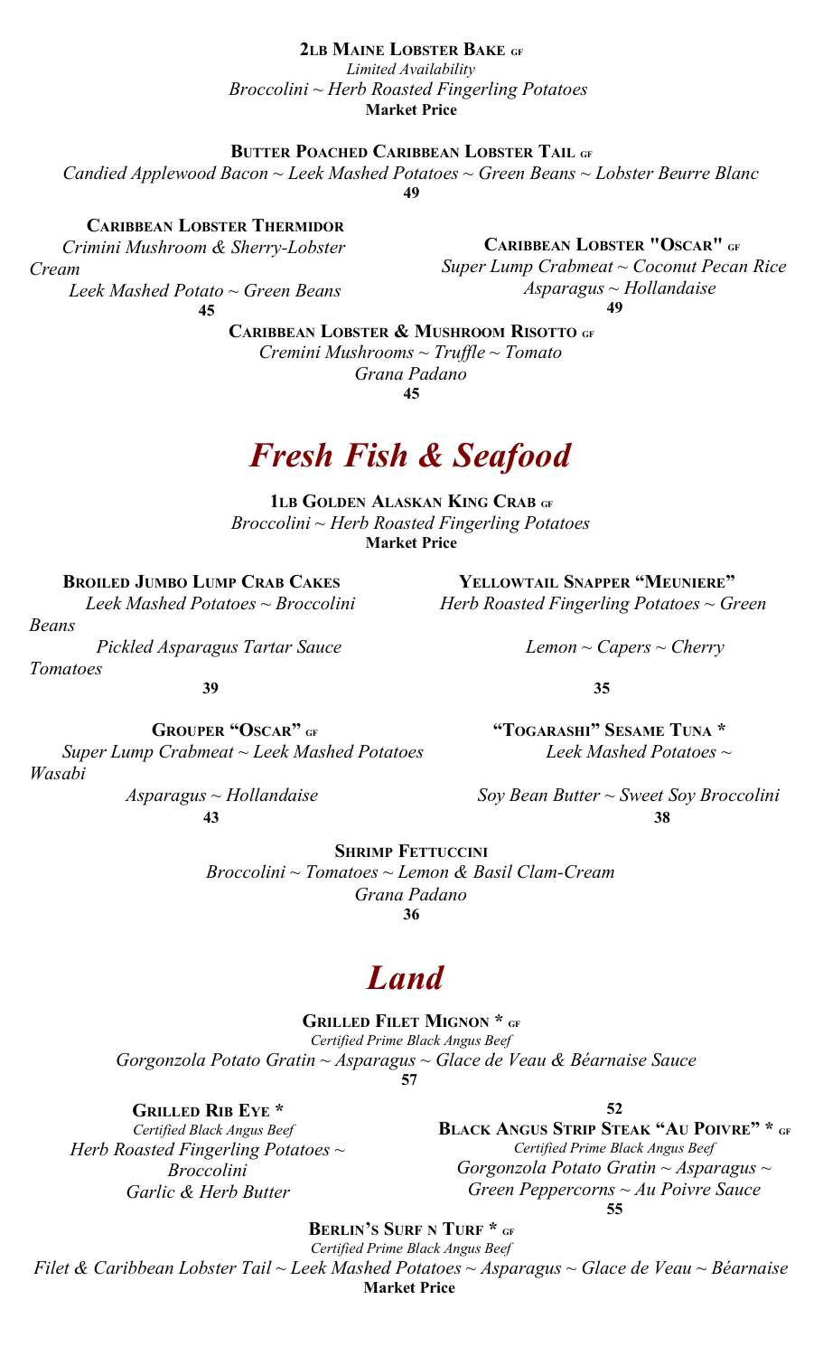**2LB MAINE LOBSTER BAKE** GF
*Limited Availability*
*Broccolini ~ Herb Roasted Fingerling Potatoes*
**Market Price**

**BUTTER POACHED CARIBBEAN LOBSTER TAIL** GF
*Candied Applewood Bacon ~ Leek Mashed Potatoes ~ Green Beans ~ Lobster Beurre Blanc*
**49**

**CARIBBEAN LOBSTER THERMIDOR**
*Crimini Mushroom & Sherry-Lobster Cream*
*Leek Mashed Potato ~ Green Beans*
**45**

**CARIBBEAN LOBSTER "OSCAR"** GF
*Super Lump Crabmeat ~ Coconut Pecan Rice*
*Asparagus ~ Hollandaise*
**49**

**CARIBBEAN LOBSTER & MUSHROOM RISOTTO** GF
*Cremini Mushrooms ~ Truffle ~ Tomato*
*Grana Padano*
**45**

# *Fresh Fish & Seafood*

**1LB GOLDEN ALASKAN KING CRAB** GF
*Broccolini ~ Herb Roasted Fingerling Potatoes*
**Market Price**

**BROILED JUMBO LUMP CRAB CAKES**
*Leek Mashed Potatoes ~ Broccolini*
*Pickled Asparagus Tartar Sauce*
**39**

**YELLOWTAIL SNAPPER "MEUNIERE"**
*Herb Roasted Fingerling Potatoes ~ Green Beans*
*Lemon ~ Capers ~ Cherry Tomatoes*
**35**

**GROUPER "OSCAR"** GF
*Super Lump Crabmeat ~ Leek Mashed Potatoes*
*Asparagus ~ Hollandaise*
**43**

**"TOGARASHI" SESAME TUNA** *
*Leek Mashed Potatoes ~ Wasabi*
*Soy Bean Butter ~ Sweet Soy Broccolini*
**38**

**SHRIMP FETTUCCINI**
*Broccolini ~ Tomatoes ~ Lemon & Basil Clam-Cream*
*Grana Padano*
**36**

# *Land*

**GRILLED FILET MIGNON** * GF
*Certified Prime Black Angus Beef*
*Gorgonzola Potato Gratin ~ Asparagus ~ Glace de Veau & Béarnaise Sauce*
**57**

**GRILLED RIB EYE** *
*Certified Black Angus Beef*
*Herb Roasted Fingerling Potatoes ~ Broccolini*
*Garlic & Herb Butter*
**52**

**BLACK ANGUS STRIP STEAK "AU POIVRE"** * GF
*Certified Prime Black Angus Beef*
*Gorgonzola Potato Gratin ~ Asparagus ~*
*Green Peppercorns ~ Au Poivre Sauce*
**55**

**BERLIN'S SURF N TURF** * GF
*Certified Prime Black Angus Beef*
*Filet & Caribbean Lobster Tail ~ Leek Mashed Potatoes ~ Asparagus ~ Glace de Veau ~ Béarnaise*
**Market Price**